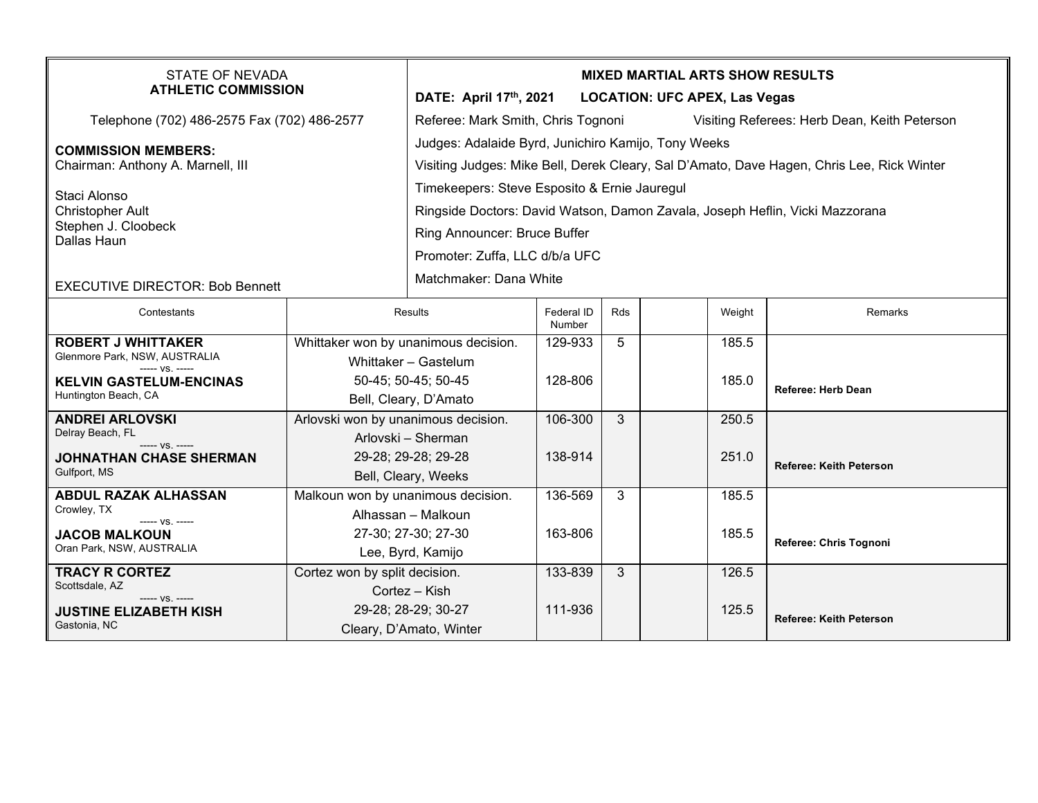STATE OF NEVADA
**ATHLETIC COMMISSION**

Telephone (702) 486-2575 Fax (702) 486-2577

**COMMISSION MEMBERS:**
Chairman: Anthony A. Marnell, III

Staci Alonso
Christopher Ault
Stephen J. Cloobeck
Dallas Haun

EXECUTIVE DIRECTOR: Bob Bennett

**MIXED MARTIAL ARTS SHOW RESULTS**

**DATE: April 17th, 2021 LOCATION: UFC APEX, Las Vegas**

Referee: Mark Smith, Chris Tognoni Visiting Referees: Herb Dean, Keith Peterson

Judges: Adalaide Byrd, Junichiro Kamijo, Tony Weeks

Visiting Judges: Mike Bell, Derek Cleary, Sal D'Amato, Dave Hagen, Chris Lee, Rick Winter

Timekeepers: Steve Esposito & Ernie Jauregul

Ringside Doctors: David Watson, Damon Zavala, Joseph Heflin, Vicki Mazzorana

Ring Announcer: Bruce Buffer

Promoter: Zuffa, LLC d/b/a UFC

Matchmaker: Dana White

| Contestants | Results | Federal ID Number | Rds | | Weight | Remarks |
|---|---|---|---|---|---|---|
| **ROBERT J WHITTAKER**<br>Glenmore Park, NSW, AUSTRALIA<br>----- vs. -----<br>**KELVIN GASTELUM-ENCINAS**<br>Huntington Beach, CA | Whittaker won by unanimous decision.<br>Whittaker – Gastelum<br>50-45; 50-45; 50-45<br>Bell, Cleary, D'Amato | 129-933<br><br>128-806 | 5 | | 185.5<br><br>185.0 | **Referee: Herb Dean** |
| **ANDREI ARLOVSKI**<br>Delray Beach, FL<br>----- vs. -----<br>**JOHNATHAN CHASE SHERMAN**<br>Gulfport, MS | Arlovski won by unanimous decision.<br>Arlovski – Sherman<br>29-28; 29-28; 29-28<br>Bell, Cleary, Weeks | 106-300<br><br>138-914 | 3 | | 250.5<br><br>251.0 | **Referee: Keith Peterson** |
| **ABDUL RAZAK ALHASSAN**<br>Crowley, TX<br>----- vs. -----<br>**JACOB MALKOUN**<br>Oran Park, NSW, AUSTRALIA | Malkoun won by unanimous decision.<br>Alhassan – Malkoun<br>27-30; 27-30; 27-30<br>Lee, Byrd, Kamijo | 136-569<br><br>163-806 | 3 | | 185.5<br><br>185.5 | **Referee: Chris Tognoni** |
| **TRACY R CORTEZ**<br>Scottsdale, AZ<br>----- vs. -----<br>**JUSTINE ELIZABETH KISH**<br>Gastonia, NC | Cortez won by split decision.<br>Cortez – Kish<br>29-28; 28-29; 30-27<br>Cleary, D'Amato, Winter | 133-839<br><br>111-936 | 3 | | 126.5<br><br>125.5 | **Referee: Keith Peterson** |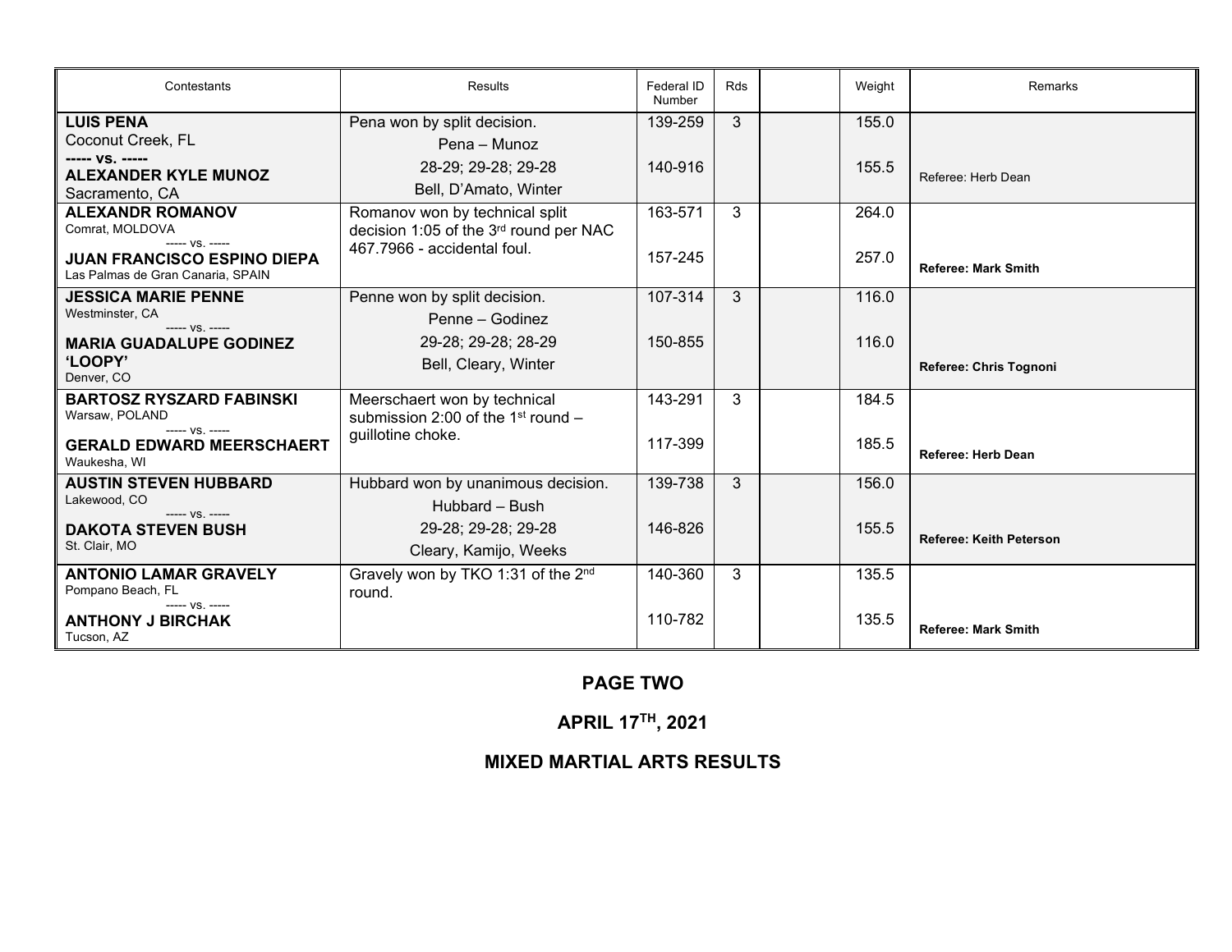| Contestants | Results | Federal ID Number | Rds | | Weight | Remarks |
|---|---|---|---|---|---|---|
| **LUIS PENA** Coconut Creek, FL ----- vs. ----- **ALEXANDER KYLE MUNOZ** Sacramento, CA | Pena won by split decision. Pena – Munoz 28-29; 29-28; 29-28 Bell, D'Amato, Winter | 139-259 140-916 | 3 | | 155.0 155.5 | Referee: Herb Dean |
| **ALEXANDR ROMANOV** Comrat, MOLDOVA ----- vs. ----- **JUAN FRANCISCO ESPINO DIEPA** Las Palmas de Gran Canaria, SPAIN | Romanov won by technical split decision 1:05 of the 3rd round per NAC 467.7966 - accidental foul. | 163-571 157-245 | 3 | | 264.0 257.0 | **Referee: Mark Smith** |
| **JESSICA MARIE PENNE** Westminster, CA ----- vs. ----- **MARIA GUADALUPE GODINEZ 'LOOPY'** Denver, CO | Penne won by split decision. Penne – Godinez 29-28; 29-28; 28-29 Bell, Cleary, Winter | 107-314 150-855 | 3 | | 116.0 116.0 | **Referee: Chris Tognoni** |
| **BARTOSZ RYSZARD FABINSKI** Warsaw, POLAND ----- vs. ----- **GERALD EDWARD MEERSCHAERT** Waukesha, WI | Meerschaert won by technical submission 2:00 of the 1st round – guillotine choke. | 143-291 117-399 | 3 | | 184.5 185.5 | **Referee: Herb Dean** |
| **AUSTIN STEVEN HUBBARD** Lakewood, CO ----- vs. ----- **DAKOTA STEVEN BUSH** St. Clair, MO | Hubbard won by unanimous decision. Hubbard – Bush 29-28; 29-28; 29-28 Cleary, Kamijo, Weeks | 139-738 146-826 | 3 | | 156.0 155.5 | **Referee: Keith Peterson** |
| **ANTONIO LAMAR GRAVELY** Pompano Beach, FL ----- vs. ----- **ANTHONY J BIRCHAK** Tucson, AZ | Gravely won by TKO 1:31 of the 2nd round. | 140-360 110-782 | 3 | | 135.5 135.5 | **Referee: Mark Smith** |

## PAGE TWO

## APRIL 17TH, 2021

## MIXED MARTIAL ARTS RESULTS